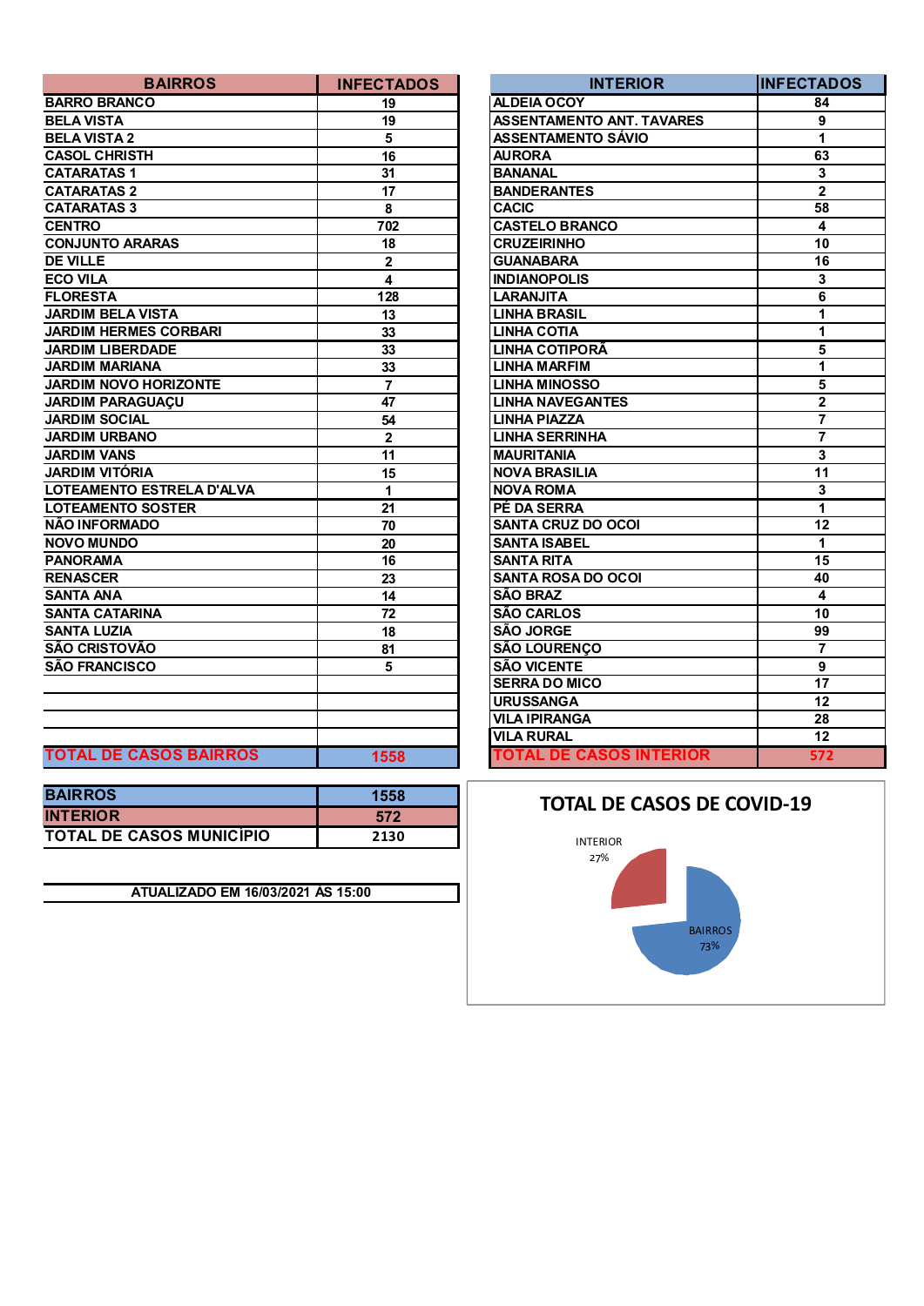| BAIRROS | INFECTADOS |
|---|---|
| BARRO BRANCO | 19 |
| BELA VISTA | 19 |
| BELA VISTA 2 | 5 |
| CASOL CHRISTH | 16 |
| CATARATAS 1 | 31 |
| CATARATAS 2 | 17 |
| CATARATAS 3 | 8 |
| CENTRO | 702 |
| CONJUNTO ARARAS | 18 |
| DE VILLE | 2 |
| ECO VILA | 4 |
| FLORESTA | 128 |
| JARDIM BELA VISTA | 13 |
| JARDIM HERMES CORBARI | 33 |
| JARDIM LIBERDADE | 33 |
| JARDIM MARIANA | 33 |
| JARDIM NOVO HORIZONTE | 7 |
| JARDIM PARAGUAÇU | 47 |
| JARDIM SOCIAL | 54 |
| JARDIM URBANO | 2 |
| JARDIM VANS | 11 |
| JARDIM VITÓRIA | 15 |
| LOTEAMENTO ESTRELA D'ALVA | 1 |
| LOTEAMENTO SOSTER | 21 |
| NÃO INFORMADO | 70 |
| NOVO MUNDO | 20 |
| PANORAMA | 16 |
| RENASCER | 23 |
| SANTA ANA | 14 |
| SANTA CATARINA | 72 |
| SANTA LUZIA | 18 |
| SÃO CRISTOVÃO | 81 |
| SÃO FRANCISCO | 5 |
| | |
| | |
| | |
| | |
| TOTAL DE CASOS BAIRROS | 1558 |

| INTERIOR | INFECTADOS |
|---|---|
| ALDEIA OCOY | 84 |
| ASSENTAMENTO ANT. TAVARES | 9 |
| ASSENTAMENTO SÁVIO | 1 |
| AURORA | 63 |
| BANANAL | 3 |
| BANDERANTES | 2 |
| CACIC | 58 |
| CASTELO BRANCO | 4 |
| CRUZEIRINHO | 10 |
| GUANABARA | 16 |
| INDIANOPOLIS | 3 |
| LARANJITA | 6 |
| LINHA BRASIL | 1 |
| LINHA COTIA | 1 |
| LINHA COTIPORÃ | 5 |
| LINHA MARFIM | 1 |
| LINHA MINOSSO | 5 |
| LINHA NAVEGANTES | 2 |
| LINHA PIAZZA | 7 |
| LINHA SERRINHA | 7 |
| MAURITANIA | 3 |
| NOVA BRASILIA | 11 |
| NOVA ROMA | 3 |
| PÉ DA SERRA | 1 |
| SANTA CRUZ DO OCOI | 12 |
| SANTA ISABEL | 1 |
| SANTA RITA | 15 |
| SANTA ROSA DO OCOI | 40 |
| SÃO BRAZ | 4 |
| SÃO CARLOS | 10 |
| SÃO JORGE | 99 |
| SÃO LOURENÇO | 7 |
| SÃO VICENTE | 9 |
| SERRA DO MICO | 17 |
| URUSSANGA | 12 |
| VILA IPIRANGA | 28 |
| VILA RURAL | 12 |
| TOTAL DE CASOS INTERIOR | 572 |

| | |
|---|---|
| BAIRROS | 1558 |
| INTERIOR | 572 |
| TOTAL DE CASOS MUNICÍPIO | 2130 |

ATUALIZADO EM 16/03/2021 ÀS 15:00

**TOTAL DE CASOS DE COVID-19**

INTERIOR 27%

BAIRROS 73%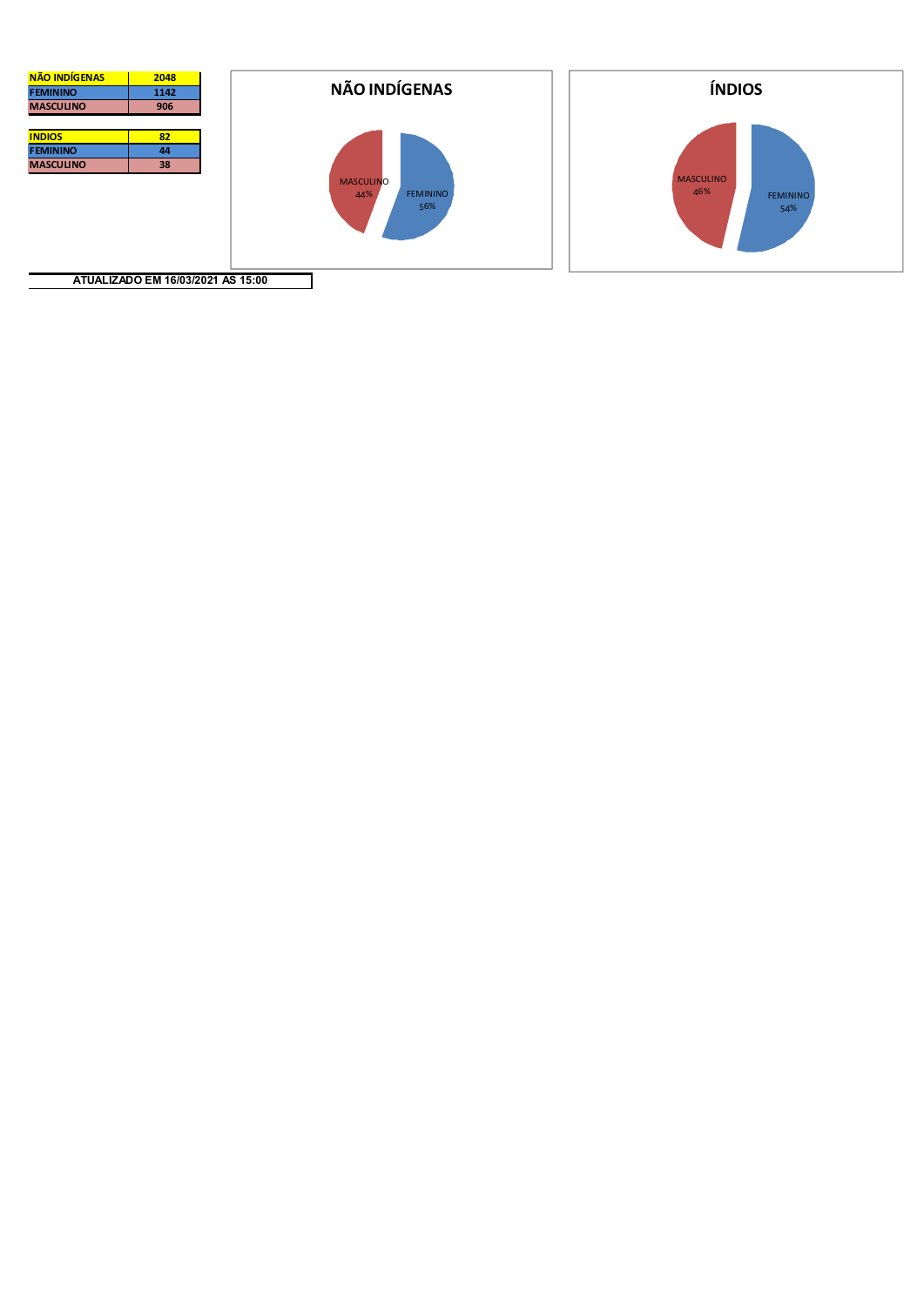| NÃO INDÍGENAS | 2048 |
| --- | --- |
| FEMININO | 1142 |
| MASCULINO | 906 |

| INDIOS | 82 |
| --- | --- |
| FEMININO | 44 |
| MASCULINO | 38 |

**NÃO INDÍGENAS**

MASCULINO 44%

FEMININO 56%

**ÍNDIOS**

MASCULINO 46%

FEMININO 54%

**ATUALIZADO EM 16/03/2021 AS 15:00**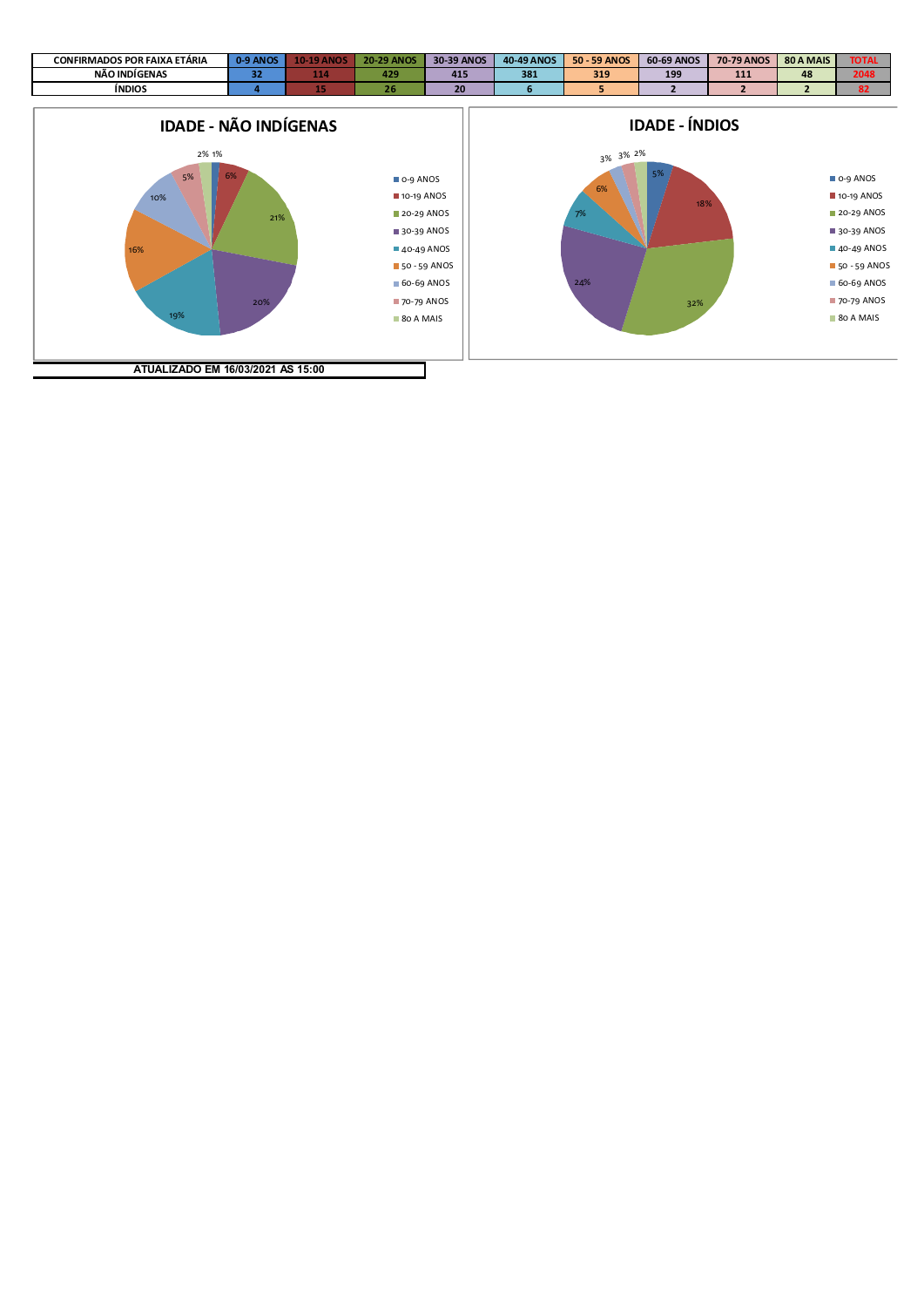| CONFIRMADOS POR FAIXA ETÁRIA | 0-9 ANOS | 10-19 ANOS | 20-29 ANOS | 30-39 ANOS | 40-49 ANOS | 50 - 59 ANOS | 60-69 ANOS | 70-79 ANOS | 80 A MAIS | TOTAL |
|---|---|---|---|---|---|---|---|---|---|---|
| NÃO INDÍGENAS | 32 | 114 | 429 | 415 | 381 | 319 | 199 | 111 | 48 | 2048 |
| ÍNDIOS | 4 | 15 | 26 | 20 | 6 | 5 | 2 | 2 | 2 | 82 |

## IDADE - NÃO INDÍGENAS

| Faixa etária | % |
|---|---|
| 0-9 ANOS | 1% |
| 10-19 ANOS | 6% |
| 20-29 ANOS | 21% |
| 30-39 ANOS | 20% |
| 40-49 ANOS | 19% |
| 50 - 59 ANOS | 16% |
| 60-69 ANOS | 10% |
| 70-79 ANOS | 5% |
| 80 A MAIS | 2% |

## IDADE - ÍNDIOS

| Faixa etária | % |
|---|---|
| 0-9 ANOS | 5% |
| 10-19 ANOS | 18% |
| 20-29 ANOS | 32% |
| 30-39 ANOS | 24% |
| 40-49 ANOS | 7% |
| 50 - 59 ANOS | 6% |
| 60-69 ANOS | 3% |
| 70-79 ANOS | 3% |
| 80 A MAIS | 2% |

**ATUALIZADO EM 16/03/2021 AS 15:00**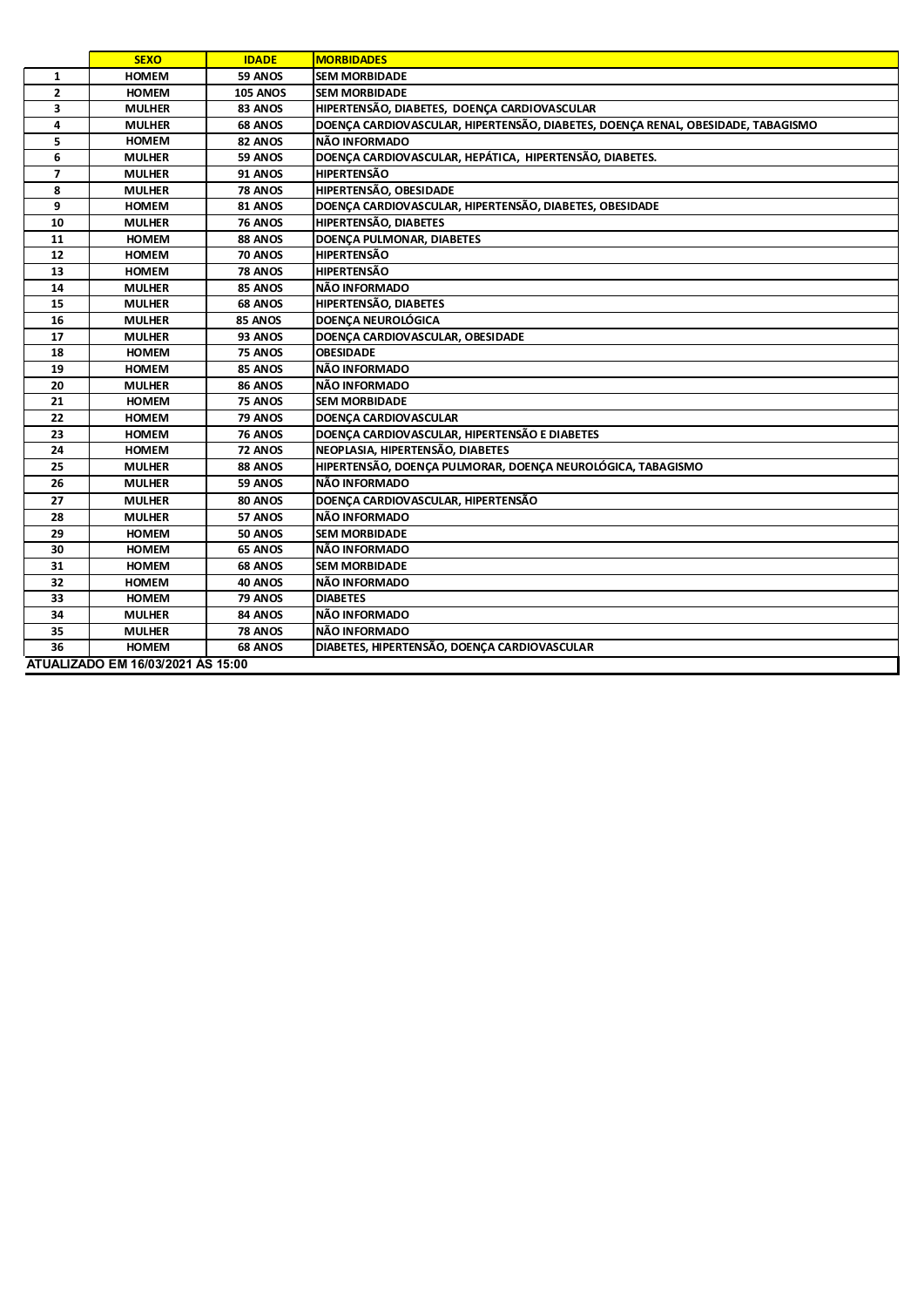| | SEXO | IDADE | MORBIDADES |
|---|---|---|---|
| 1 | HOMEM | 59 ANOS | SEM MORBIDADE |
| 2 | HOMEM | 105 ANOS | SEM MORBIDADE |
| 3 | MULHER | 83 ANOS | HIPERTENSÃO, DIABETES, DOENÇA CARDIOVASCULAR |
| 4 | MULHER | 68 ANOS | DOENÇA CARDIOVASCULAR, HIPERTENSÃO, DIABETES, DOENÇA RENAL, OBESIDADE, TABAGISMO |
| 5 | HOMEM | 82 ANOS | NÃO INFORMADO |
| 6 | MULHER | 59 ANOS | DOENÇA CARDIOVASCULAR, HEPÁTICA, HIPERTENSÃO, DIABETES. |
| 7 | MULHER | 91 ANOS | HIPERTENSÃO |
| 8 | MULHER | 78 ANOS | HIPERTENSÃO, OBESIDADE |
| 9 | HOMEM | 81 ANOS | DOENÇA CARDIOVASCULAR, HIPERTENSÃO, DIABETES, OBESIDADE |
| 10 | MULHER | 76 ANOS | HIPERTENSÃO, DIABETES |
| 11 | HOMEM | 88 ANOS | DOENÇA PULMONAR, DIABETES |
| 12 | HOMEM | 70 ANOS | HIPERTENSÃO |
| 13 | HOMEM | 78 ANOS | HIPERTENSÃO |
| 14 | MULHER | 85 ANOS | NÃO INFORMADO |
| 15 | MULHER | 68 ANOS | HIPERTENSÃO, DIABETES |
| 16 | MULHER | 85 ANOS | DOENÇA NEUROLÓGICA |
| 17 | MULHER | 93 ANOS | DOENÇA CARDIOVASCULAR, OBESIDADE |
| 18 | HOMEM | 75 ANOS | OBESIDADE |
| 19 | HOMEM | 85 ANOS | NÃO INFORMADO |
| 20 | MULHER | 86 ANOS | NÃO INFORMADO |
| 21 | HOMEM | 75 ANOS | SEM MORBIDADE |
| 22 | HOMEM | 79 ANOS | DOENÇA CARDIOVASCULAR |
| 23 | HOMEM | 76 ANOS | DOENÇA CARDIOVASCULAR, HIPERTENSÃO E DIABETES |
| 24 | HOMEM | 72 ANOS | NEOPLASIA, HIPERTENSÃO, DIABETES |
| 25 | MULHER | 88 ANOS | HIPERTENSÃO, DOENÇA PULMORAR, DOENÇA NEUROLÓGICA, TABAGISMO |
| 26 | MULHER | 59 ANOS | NÃO INFORMADO |
| 27 | MULHER | 80 ANOS | DOENÇA CARDIOVASCULAR, HIPERTENSÃO |
| 28 | MULHER | 57 ANOS | NÃO INFORMADO |
| 29 | HOMEM | 50 ANOS | SEM MORBIDADE |
| 30 | HOMEM | 65 ANOS | NÃO INFORMADO |
| 31 | HOMEM | 68 ANOS | SEM MORBIDADE |
| 32 | HOMEM | 40 ANOS | NÃO INFORMADO |
| 33 | HOMEM | 79 ANOS | DIABETES |
| 34 | MULHER | 84 ANOS | NÃO INFORMADO |
| 35 | MULHER | 78 ANOS | NÃO INFORMADO |
| 36 | HOMEM | 68 ANOS | DIABETES, HIPERTENSÃO, DOENÇA CARDIOVASCULAR |

ATUALIZADO EM 16/03/2021 ÀS 15:00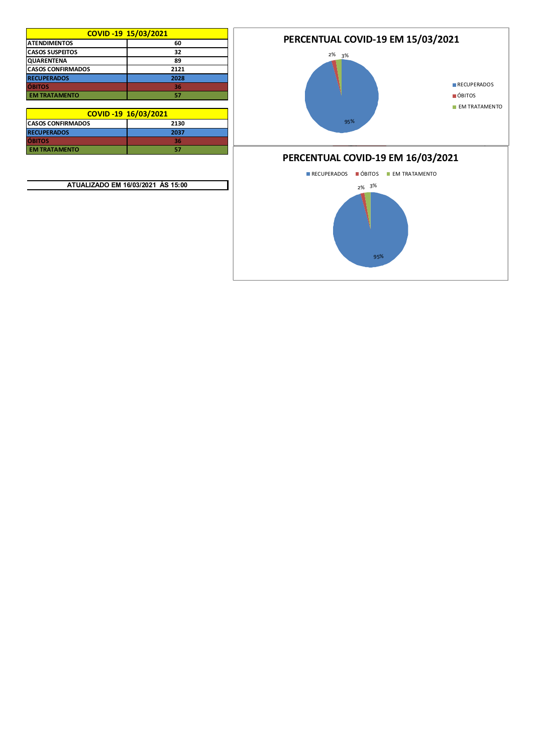| COVID -19 15/03/2021 | |
|---|---|
| ATENDIMENTOS | 60 |
| CASOS SUSPEITOS | 32 |
| QUARENTENA | 89 |
| CASOS CONFIRMADOS | 2121 |
| RECUPERADOS | 2028 |
| ÓBITOS | 36 |
| EM TRATAMENTO | 57 |

| COVID -19 16/03/2021 | |
|---|---|
| CASOS CONFIRMADOS | 2130 |
| RECUPERADOS | 2037 |
| ÓBITOS | 36 |
| EM TRATAMENTO | 57 |

**ATUALIZADO EM 16/03/2021 ÀS 15:00**

## PERCENTUAL COVID-19 EM 15/03/2021

2%
3%
95%

RECUPERADOS
ÓBITOS
EM TRATAMENTO

## PERCENTUAL COVID-19 EM 16/03/2021

RECUPERADOS
ÓBITOS
EM TRATAMENTO

2%
3%
95%